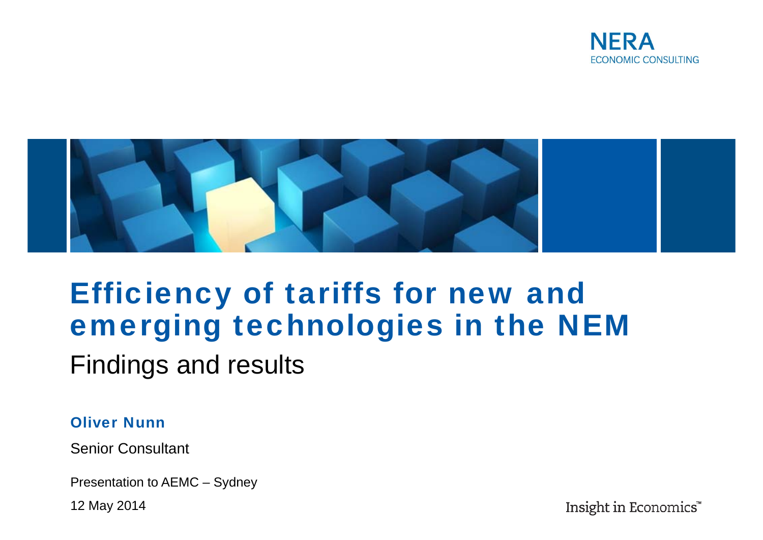NERA
ECONOMIC CONSULTING

# Efficiency of tariffs for new and emerging technologies in the NEM

## Findings and results

**Oliver Nunn**

Senior Consultant

Presentation to AEMC – Sydney

12 May 2014

Insight in Economics™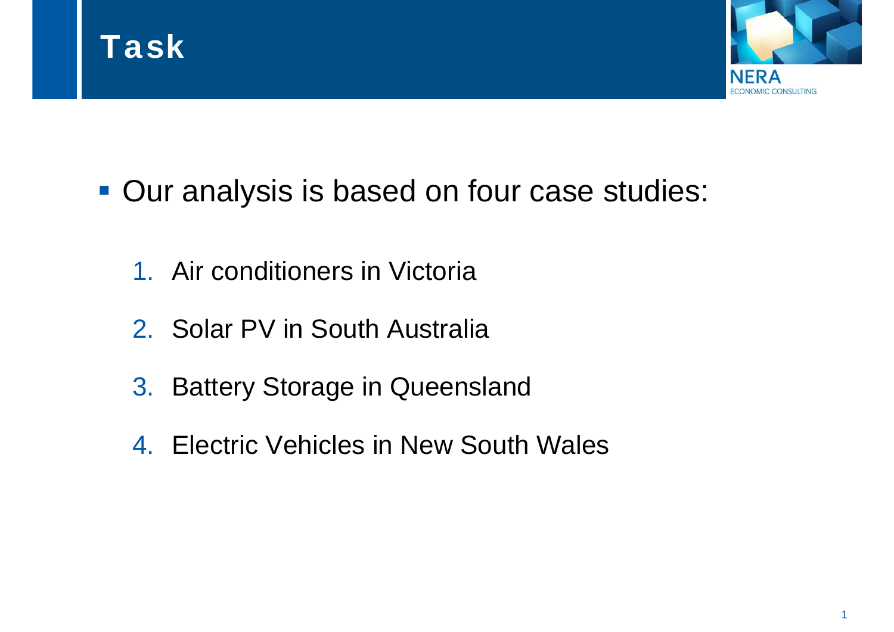# Task

- Our analysis is based on four case studies:

  1. Air conditioners in Victoria
  2. Solar PV in South Australia
  3. Battery Storage in Queensland
  4. Electric Vehicles in New South Wales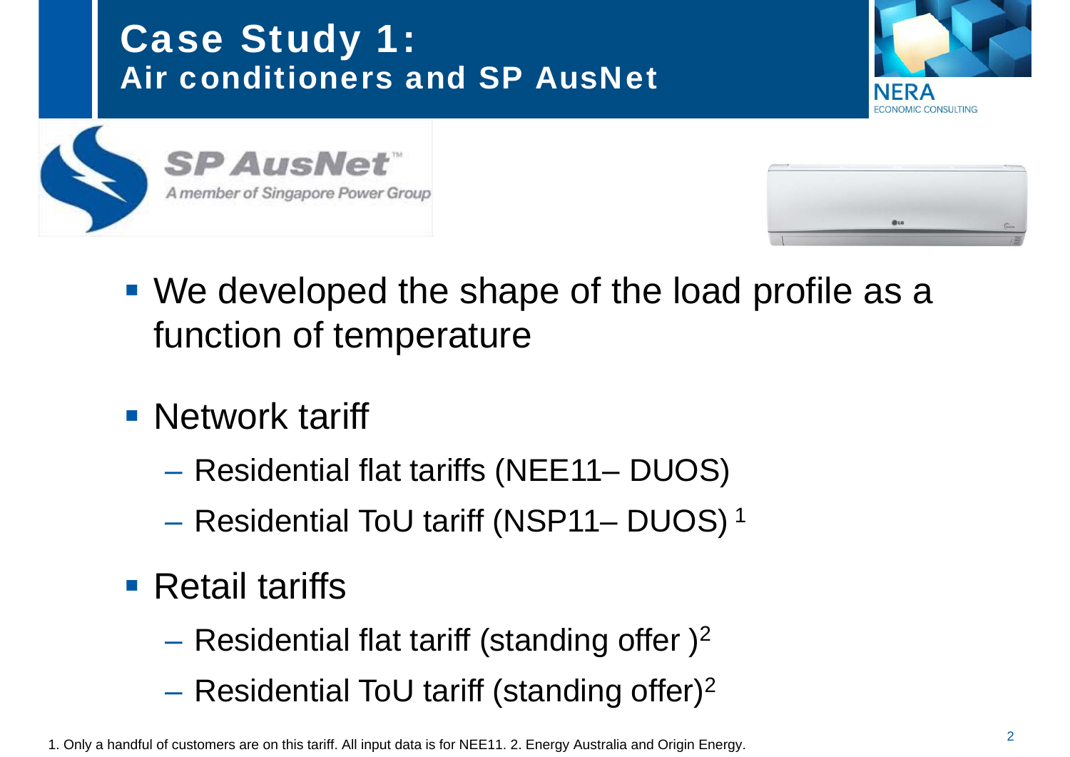# Case Study 1:
## Air conditioners and SP AusNet

- We developed the shape of the load profile as a function of temperature
- Network tariff
  - Residential flat tariffs (NEE11– DUOS)
  - Residential ToU tariff (NSP11– DUOS) [1]
- Retail tariffs
  - Residential flat tariff (standing offer )[2]
  - Residential ToU tariff (standing offer)[2]

1. Only a handful of customers are on this tariff. All input data is for NEE11. 2. Energy Australia and Origin Energy.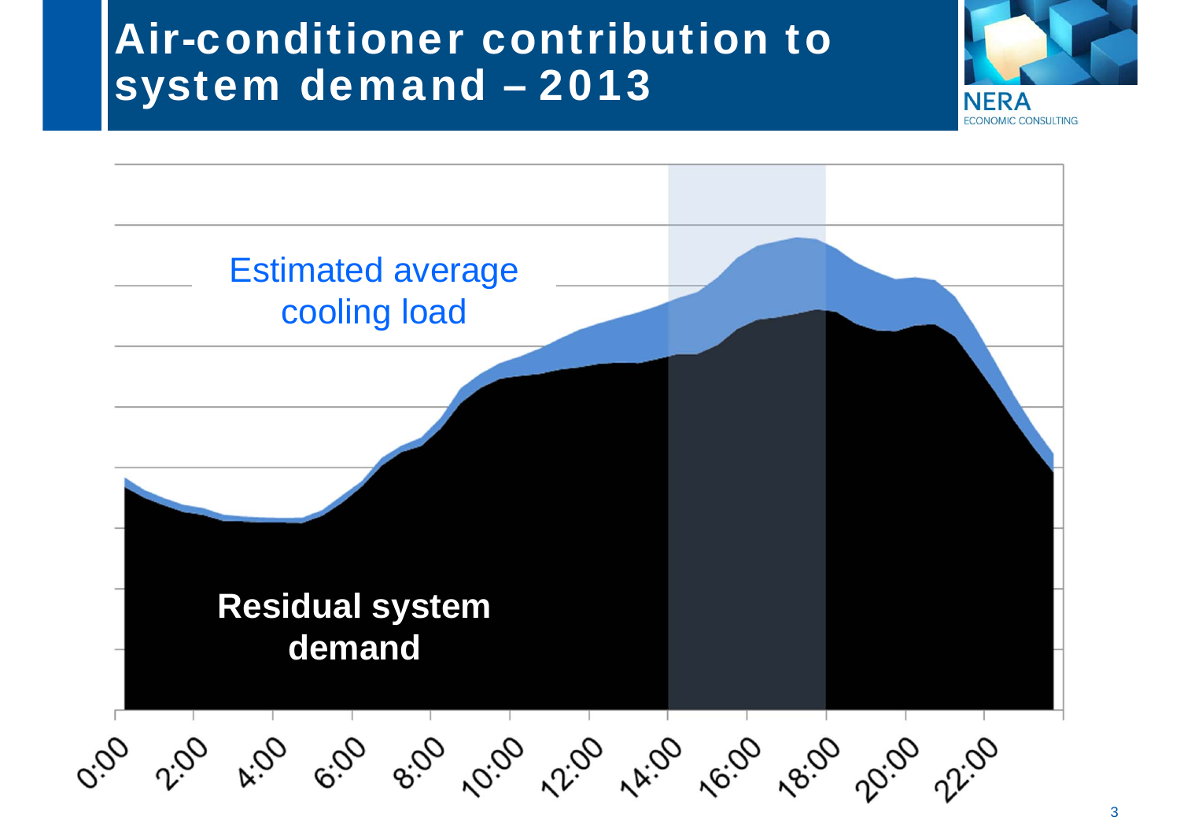# Air-conditioner contribution to system demand – 2013

Estimated average cooling load

**Residual system demand**

0:00 2:00 4:00 6:00 8:00 10:00 12:00 14:00 16:00 18:00 20:00 22:00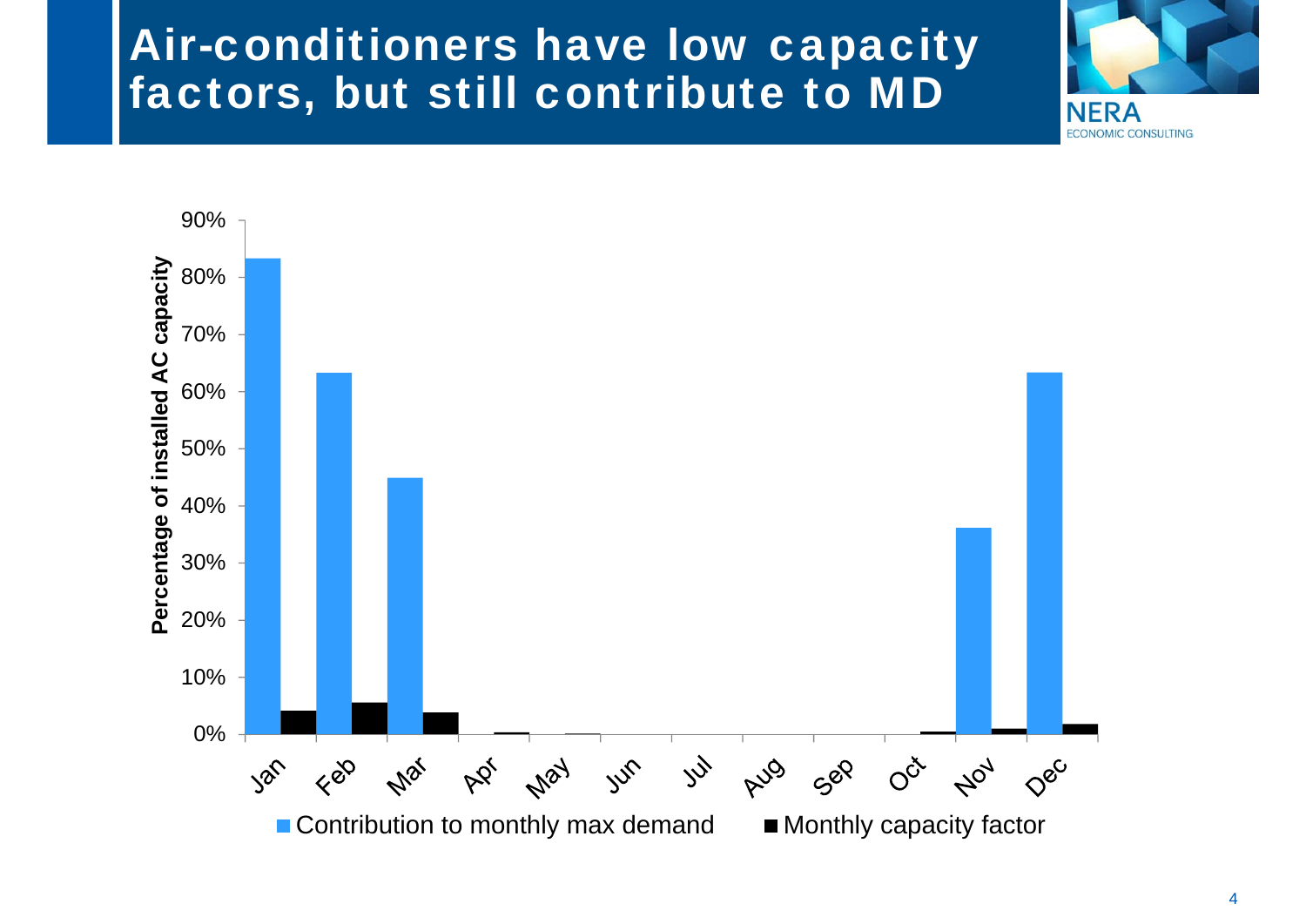# Air-conditioners have low capacity factors, but still contribute to MD

Percentage of installed AC capacity

| Month | Contribution to monthly max demand | Monthly capacity factor |
|---|---|---|
| Jan | 83% | 4% |
| Feb | 63% | 6% |
| Mar | 45% | 4% |
| Apr | 0% | 0% |
| May | 0% | 0% |
| Jun | 0% | 0% |
| Jul | 0% | 0% |
| Aug | 0% | 0% |
| Sep | 0% | 0% |
| Oct | 0% | 0% |
| Nov | 36% | 1% |
| Dec | 63% | 2% |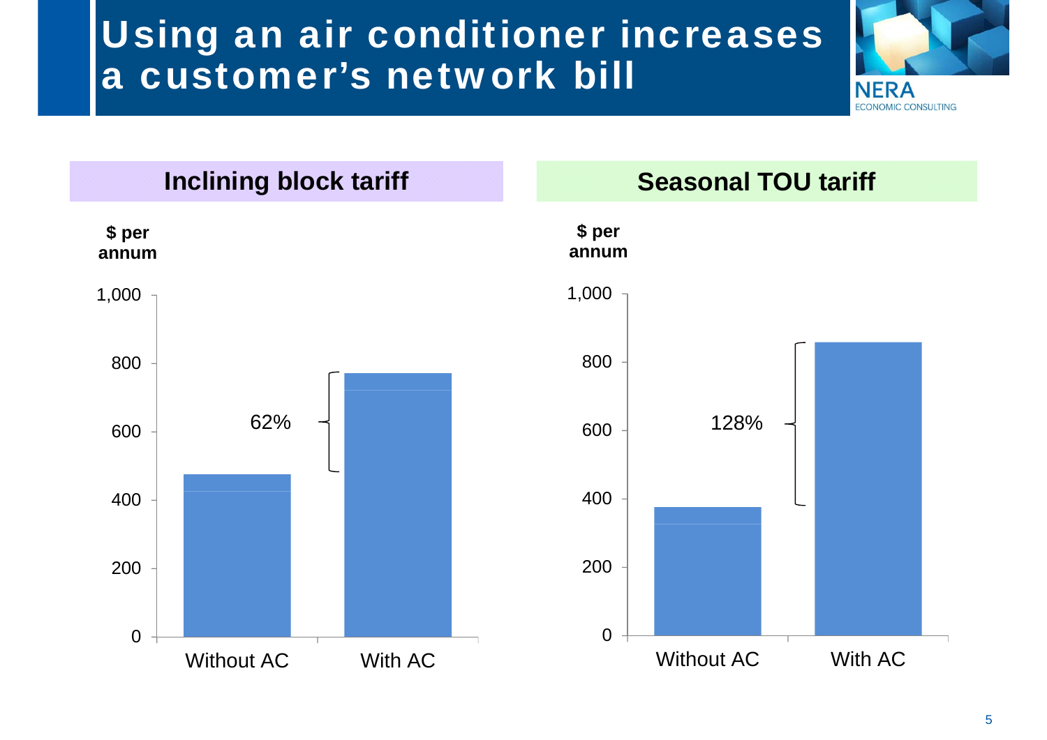# Using an air conditioner increases a customer's network bill

### Inclining block tariff

$ per annum

| | Without AC | With AC |
|---|---|---|
| $ per annum | ~475 | ~770 |

62%

### Seasonal TOU tariff

$ per annum

| | Without AC | With AC |
|---|---|---|
| $ per annum | ~375 | ~860 |

128%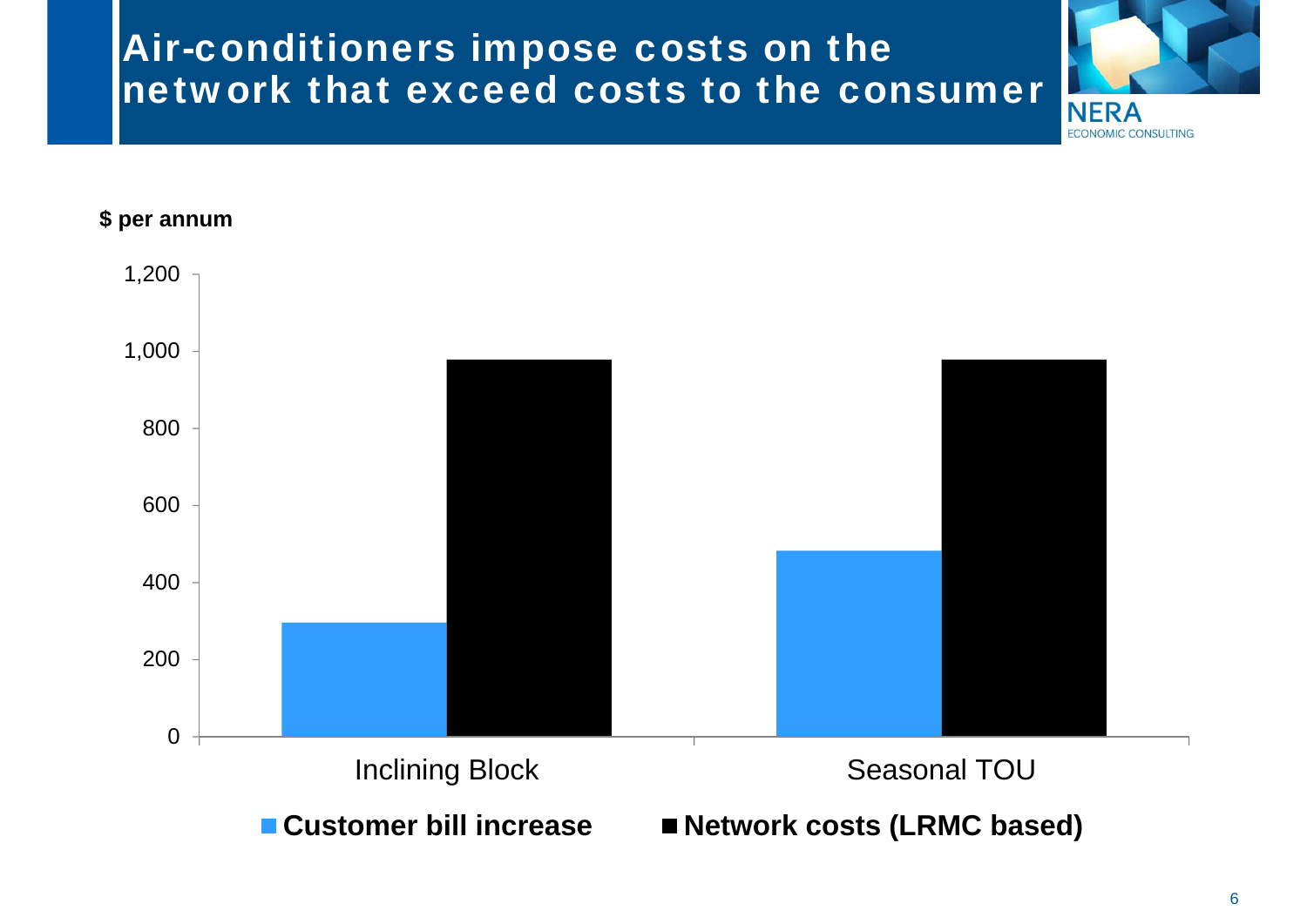# Air-conditioners impose costs on the network that exceed costs to the consumer

$ per annum

| | Customer bill increase | Network costs (LRMC based) |
|---|---|---|
| Inclining Block | ~295 | ~980 |
| Seasonal TOU | ~480 | ~980 |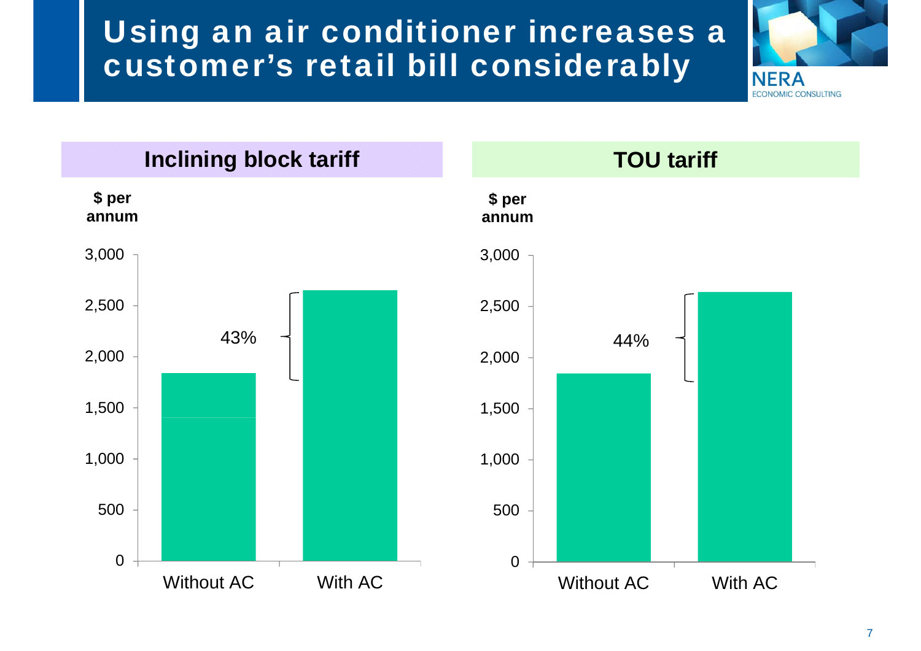# Using an air conditioner increases a customer's retail bill considerably

## Inclining block tariff

$ per annum

| | Without AC | With AC |
|---|---|---|
| Bill | ~1,840 | ~2,650 |

Increase: 43%

## TOU tariff

$ per annum

| | Without AC | With AC |
|---|---|---|
| Bill | ~1,840 | ~2,640 |

Increase: 44%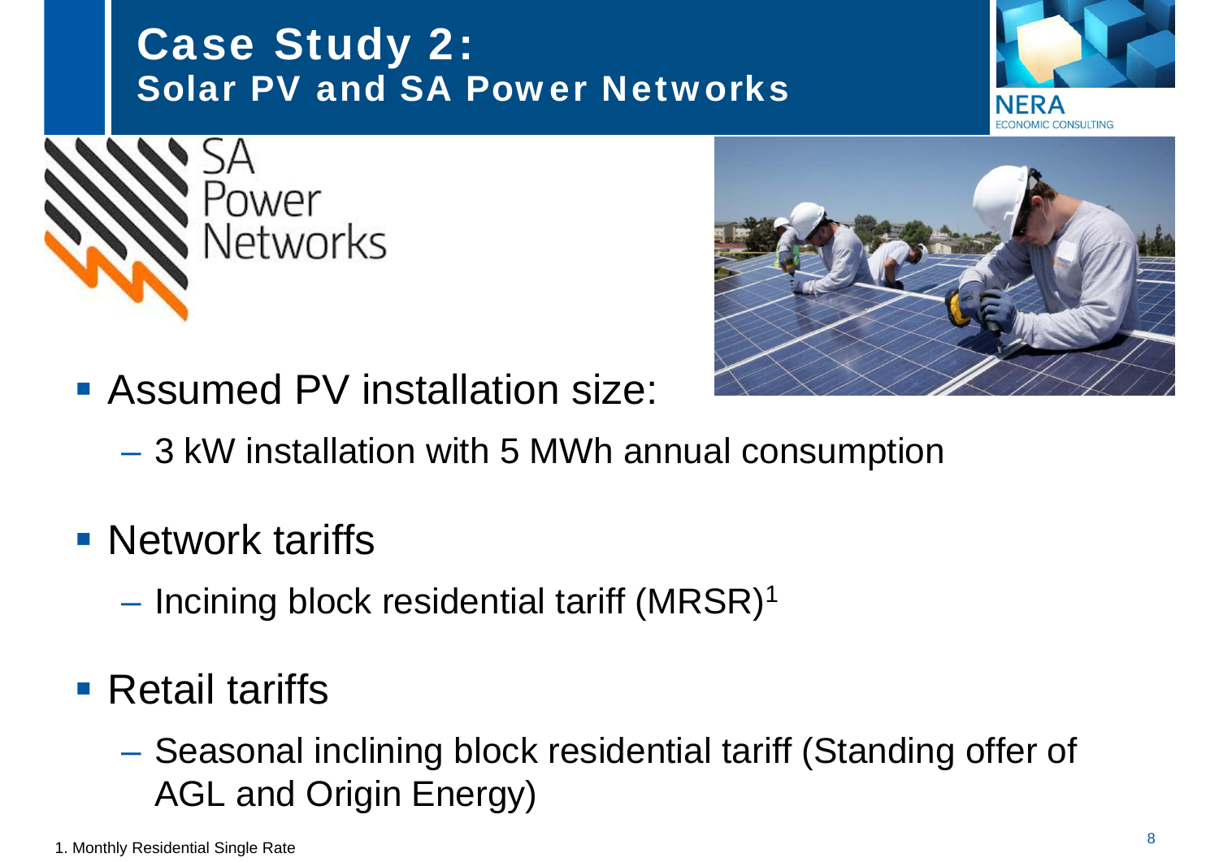# Case Study 2:
## Solar PV and SA Power Networks

SA Power Networks

- Assumed PV installation size:
  - 3 kW installation with 5 MWh annual consumption
- Network tariffs
  - Incining block residential tariff (MRSR)[1]
- Retail tariffs
  - Seasonal inclining block residential tariff (Standing offer of AGL and Origin Energy)

1. Monthly Residential Single Rate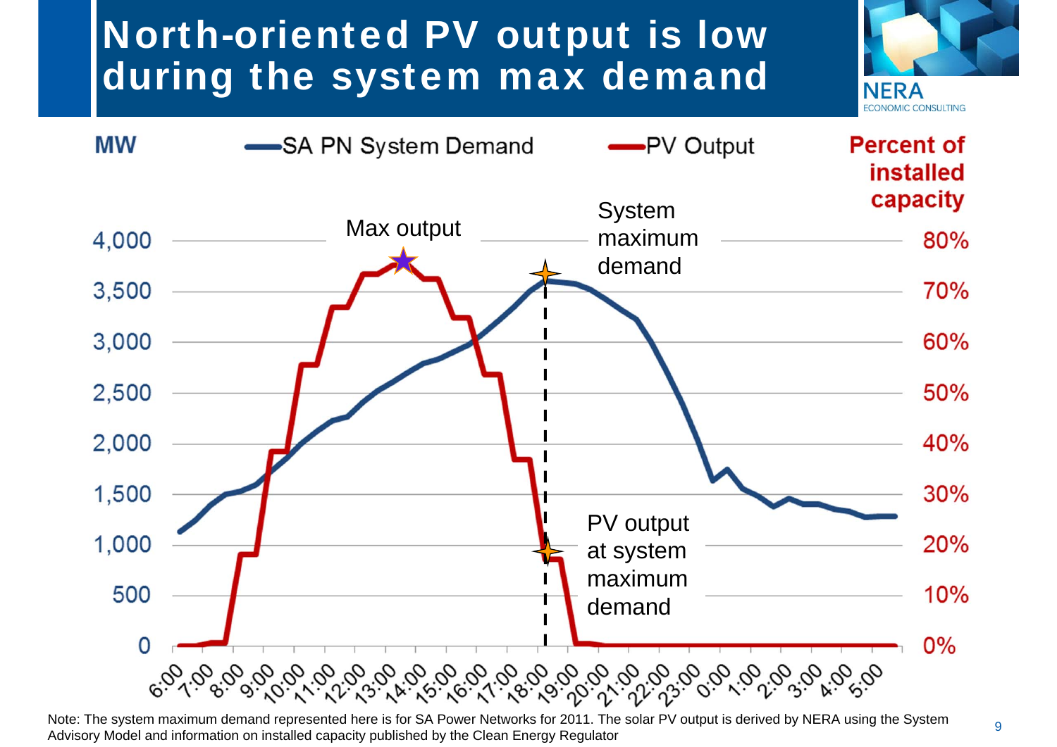# North-oriented PV output is low during the system max demand

MW — SA PN System Demand — PV Output — Percent of installed capacity

Max output

System maximum demand

PV output at system maximum demand

Note: The system maximum demand represented here is for SA Power Networks for 2011. The solar PV output is derived by NERA using the System Advisory Model and information on installed capacity published by the Clean Energy Regulator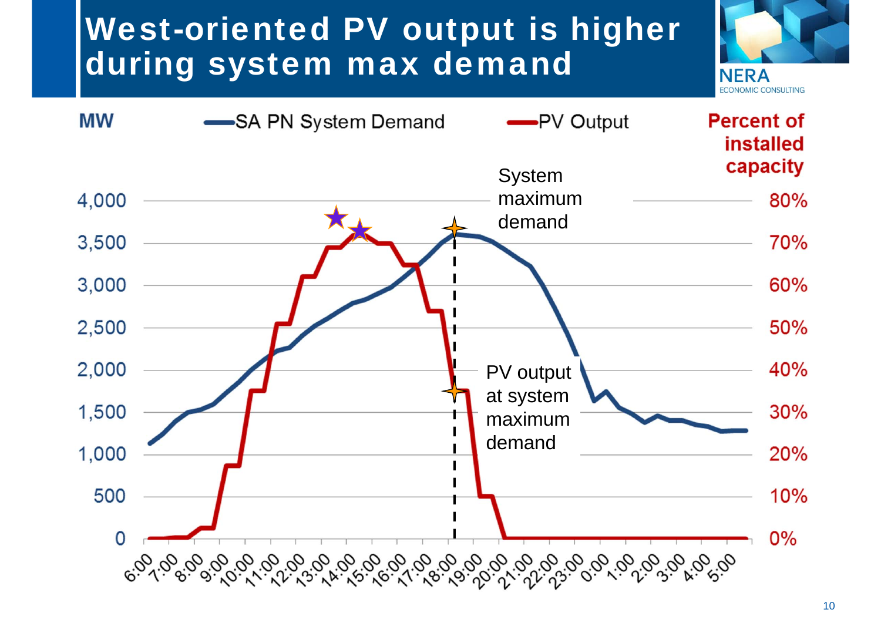# West-oriented PV output is higher during system max demand

MW — SA PN System Demand — PV Output — Percent of installed capacity

System maximum demand

PV output at system maximum demand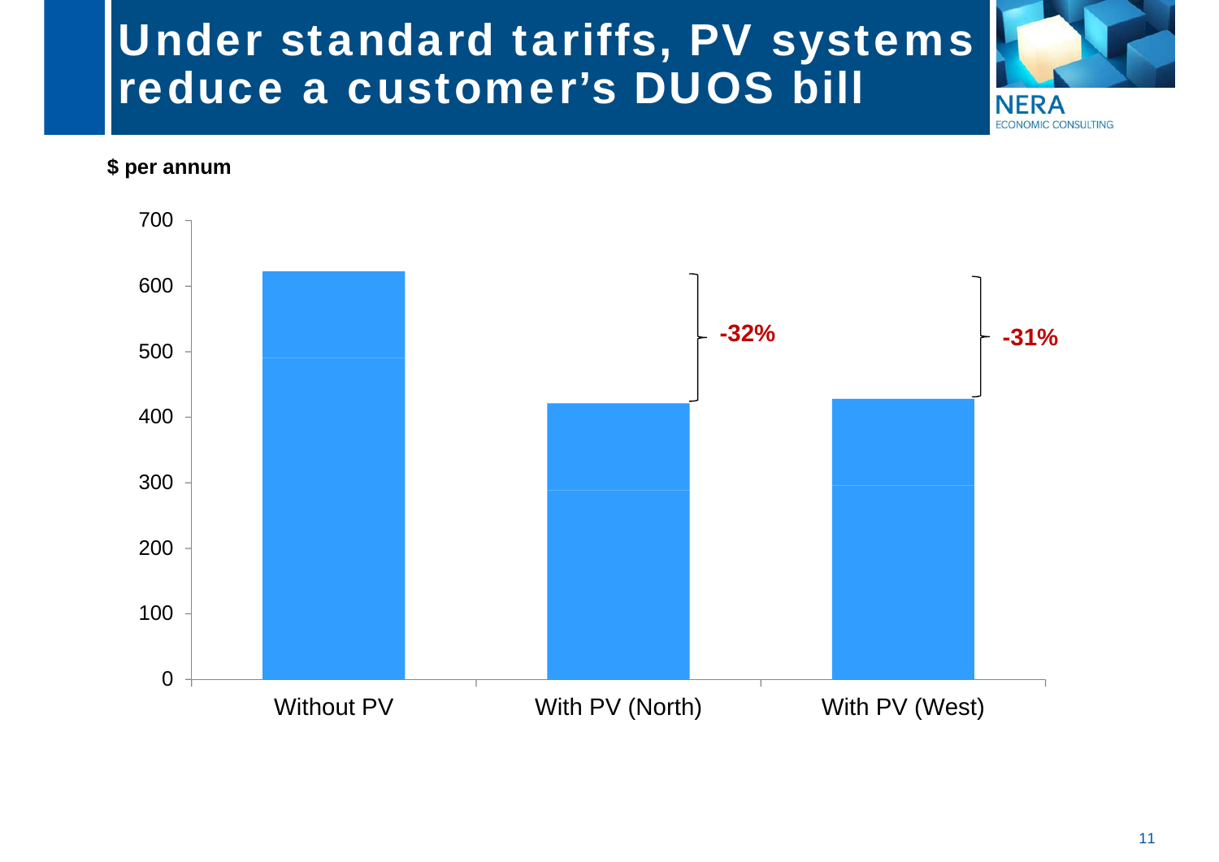# Under standard tariffs, PV systems reduce a customer's DUOS bill

$ per annum

| | Without PV | With PV (North) | With PV (West) |
|---|---|---|---|
| Change vs Without PV | | -32% | -31% |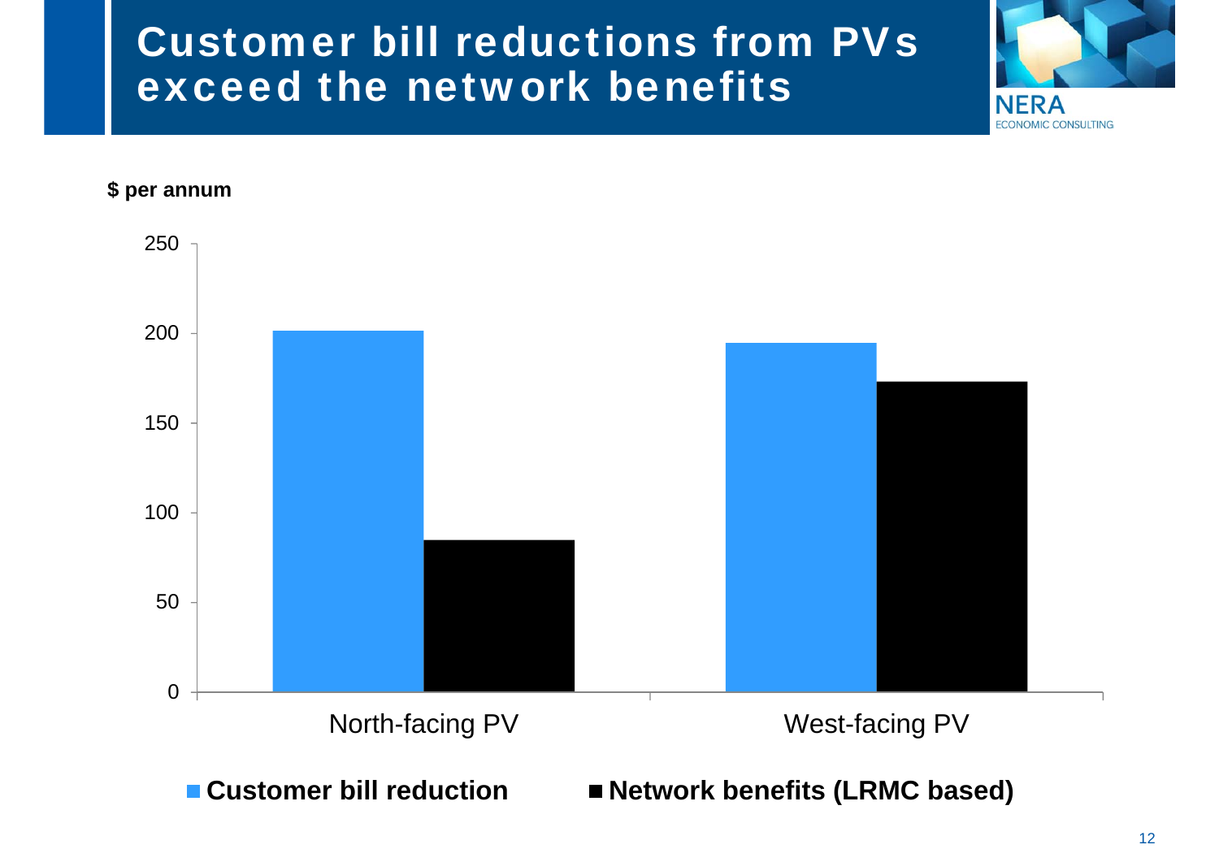# Customer bill reductions from PVs exceed the network benefits

$ per annum

| | Customer bill reduction | Network benefits (LRMC based) |
|---|---|---|
| North-facing PV | ~201 | ~85 |
| West-facing PV | ~195 | ~173 |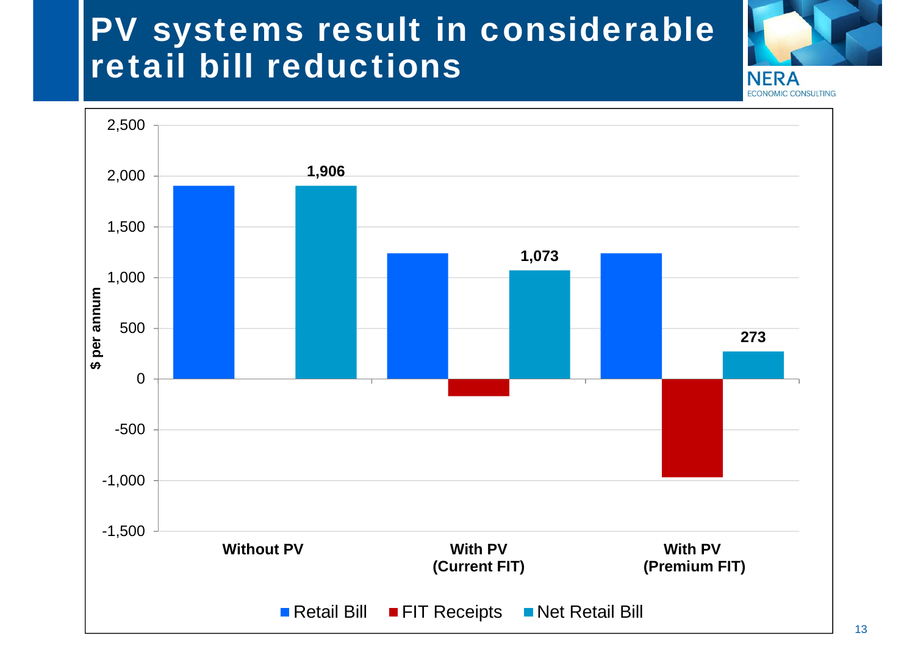# PV systems result in considerable retail bill reductions

| | Retail Bill | FIT Receipts | Net Retail Bill |
|---|---|---|---|
| Without PV | | | 1,906 |
| With PV (Current FIT) | | | 1,073 |
| With PV (Premium FIT) | | | 273 |

$ per annum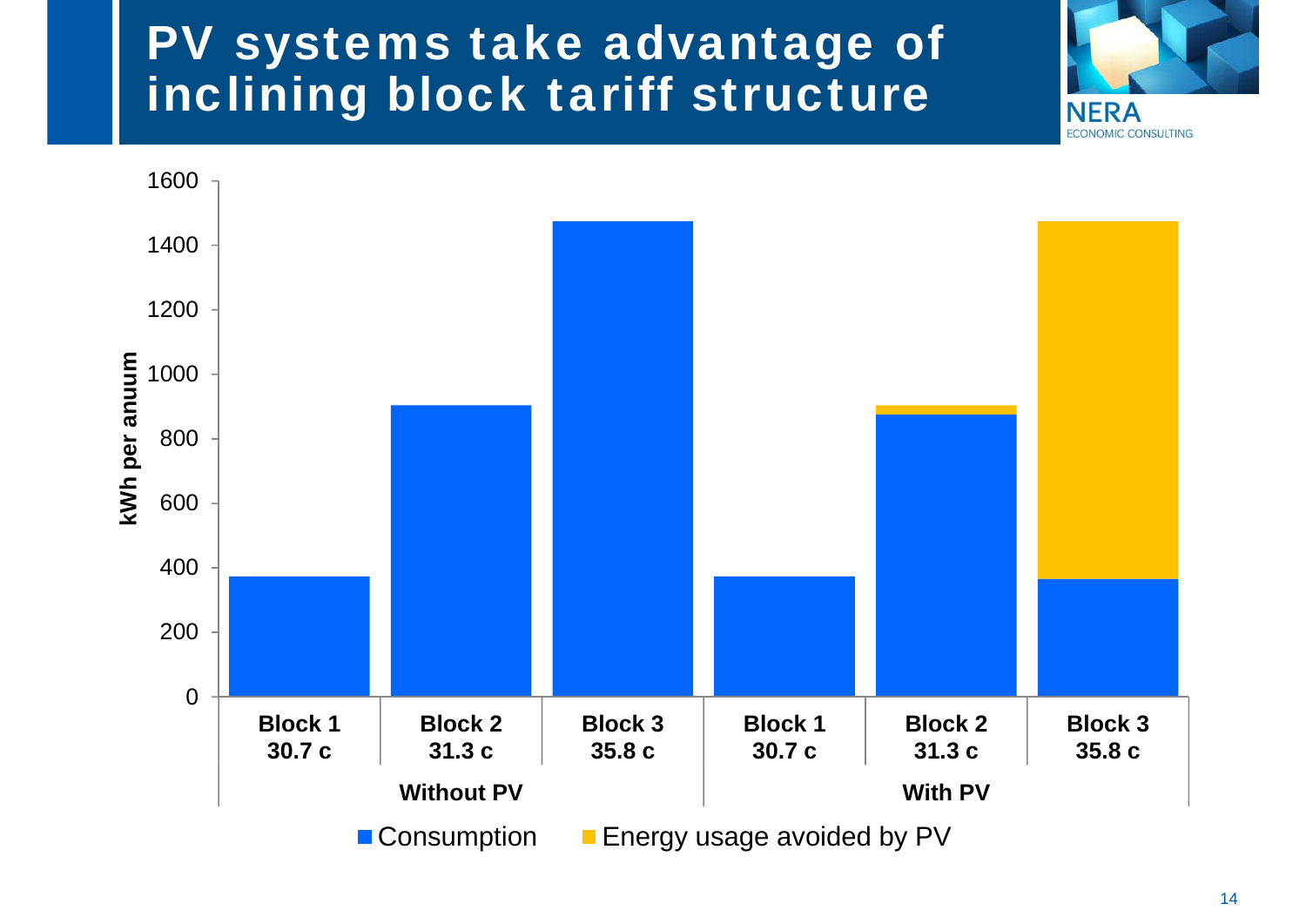# PV systems take advantage of inclining block tariff structure

kWh per anuum

| | Block 1 30.7 c | Block 2 31.3 c | Block 3 35.8 c |
|---|---|---|---|
| Without PV | | | |
| With PV | | | |

■ Consumption ■ Energy usage avoided by PV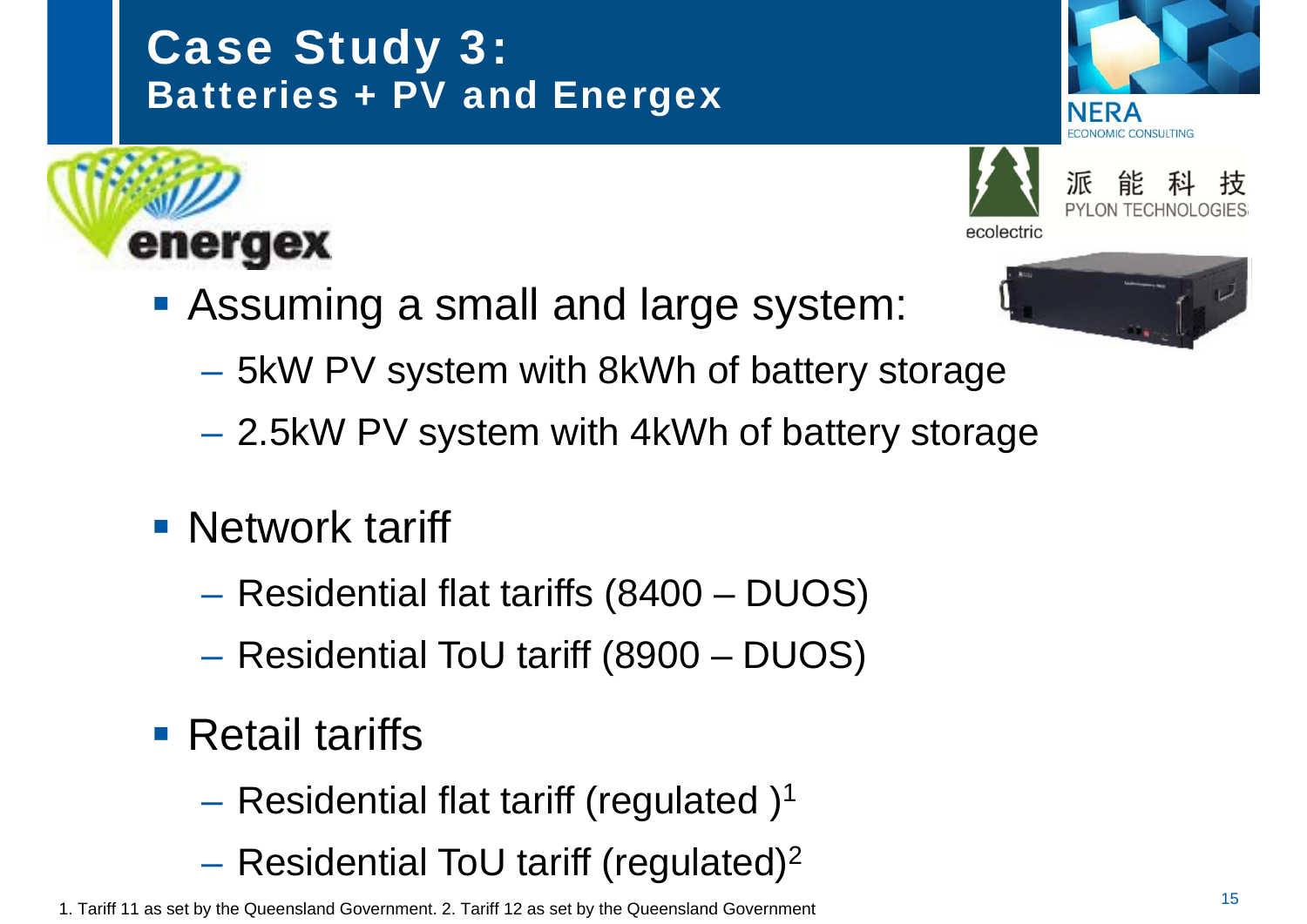# Case Study 3:
## Batteries + PV and Energex

- Assuming a small and large system:
  - 5kW PV system with 8kWh of battery storage
  - 2.5kW PV system with 4kWh of battery storage
- Network tariff
  - Residential flat tariffs (8400 – DUOS)
  - Residential ToU tariff (8900 – DUOS)
- Retail tariffs
  - Residential flat tariff (regulated )[1]
  - Residential ToU tariff (regulated)[2]

1. Tariff 11 as set by the Queensland Government. 2. Tariff 12 as set by the Queensland Government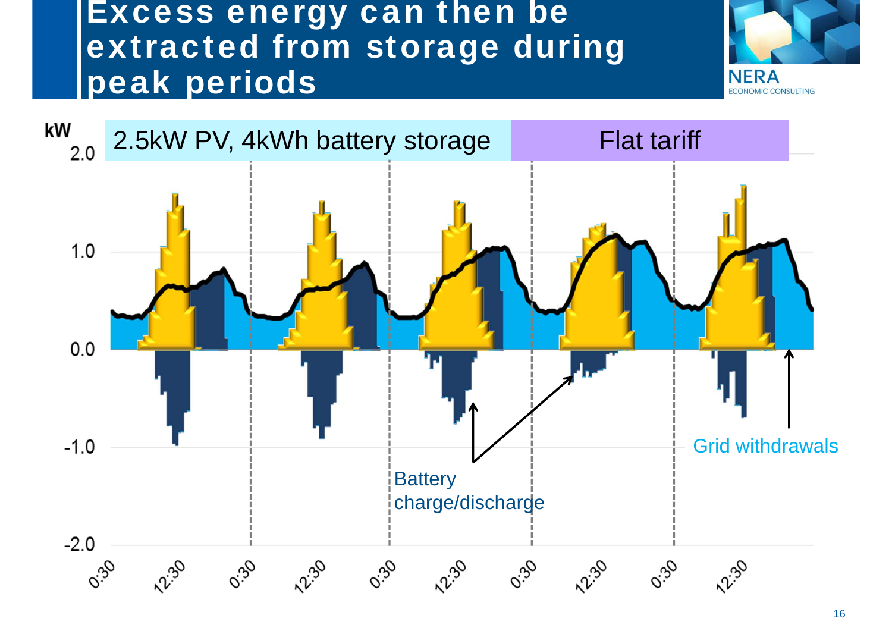# Excess energy can then be extracted from storage during peak periods

kW

2.5kW PV, 4kWh battery storage

Flat tariff

2.0

1.0

0.0

-1.0

-2.0

0:30 12:30 0:30 12:30 0:30 12:30 0:30 12:30 0:30 12:30

Battery charge/discharge

Grid withdrawals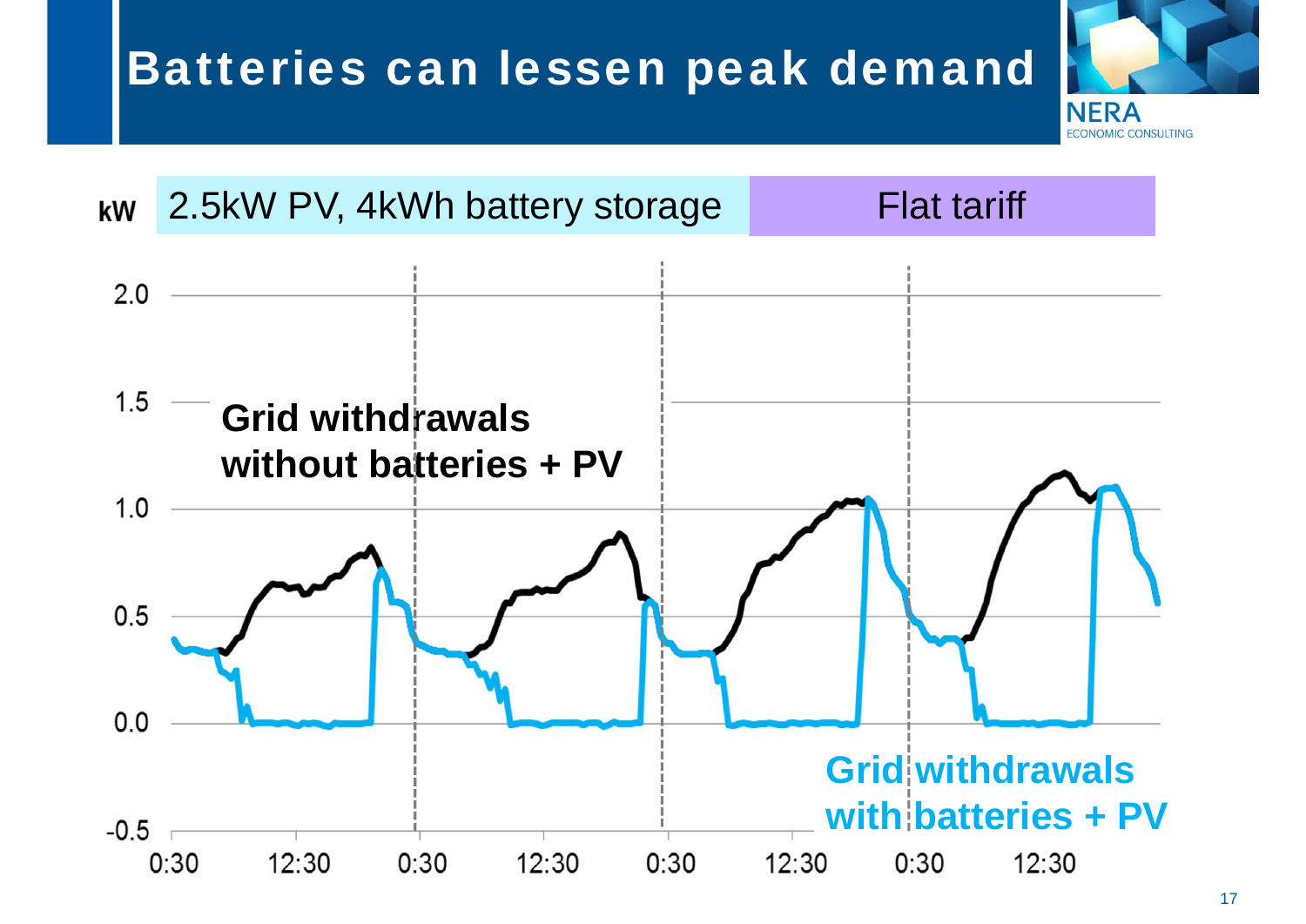# Batteries can lessen peak demand

2.5kW PV, 4kWh battery storage | Flat tariff

kW

2.0

1.5

1.0

0.5

0.0

-0.5

0:30 12:30 0:30 12:30 0:30 12:30 0:30 12:30

**Grid withdrawals without batteries + PV**

**Grid withdrawals with batteries + PV**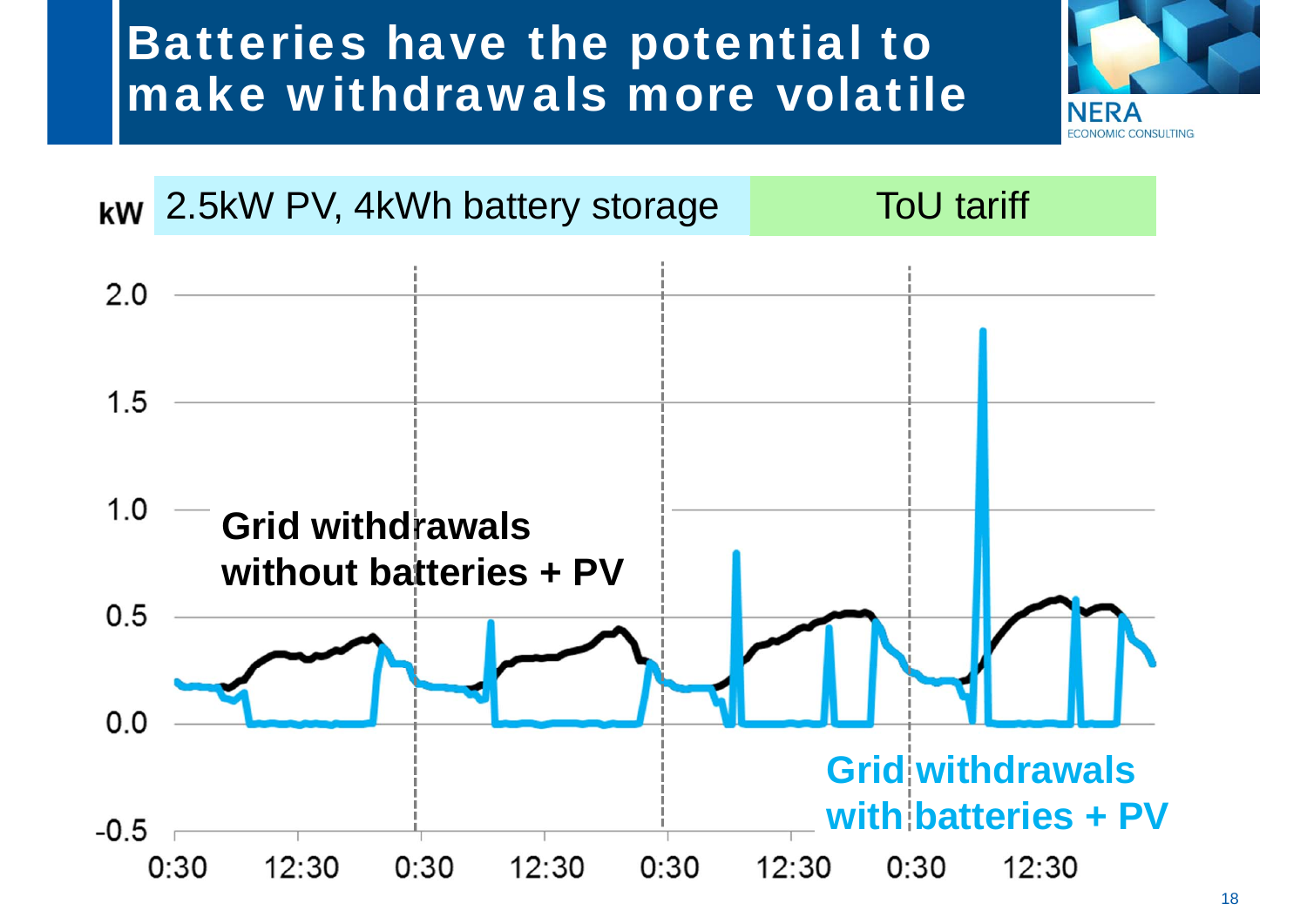# Batteries have the potential to make withdrawals more volatile

kW | 2.5kW PV, 4kWh battery storage | ToU tariff

Grid withdrawals without batteries + PV

Grid withdrawals with batteries + PV

2.0
1.5
1.0
0.5
0.0
-0.5

0:30 12:30 0:30 12:30 0:30 12:30 0:30 12:30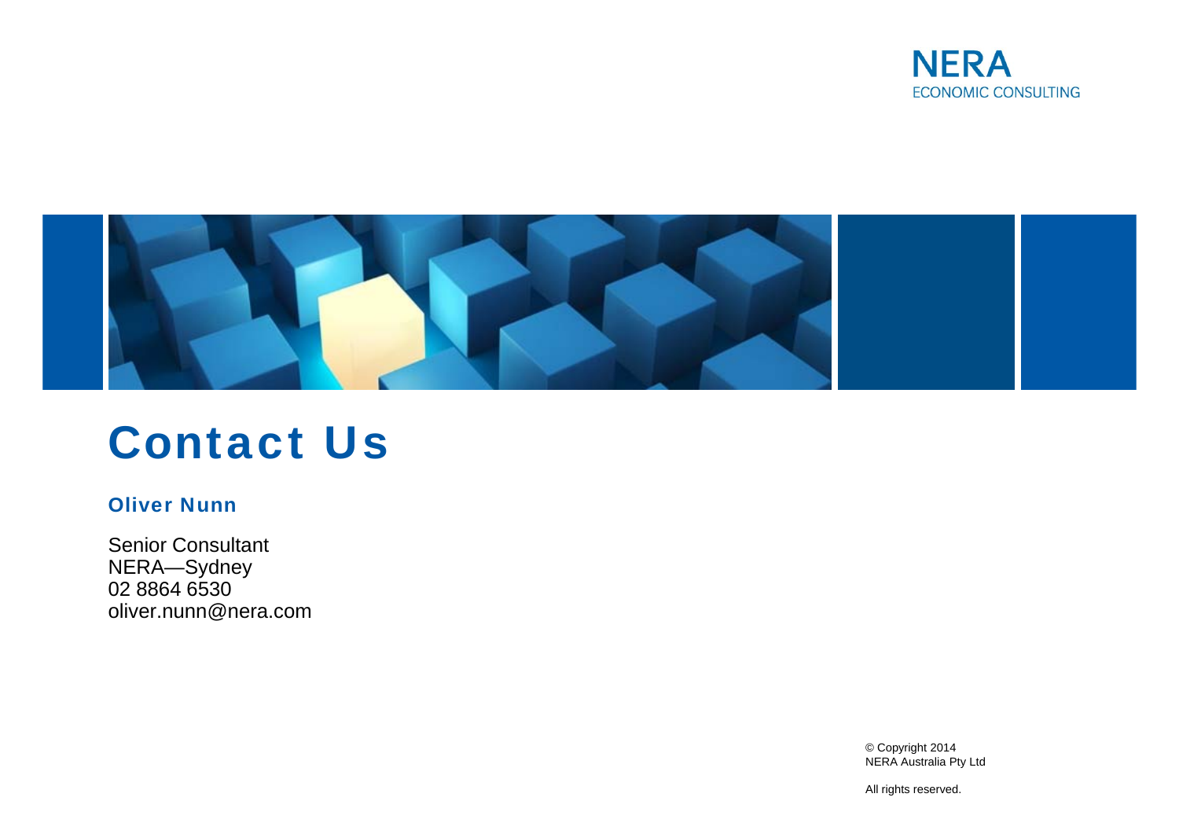NERA
ECONOMIC CONSULTING

# Contact Us

### Oliver Nunn

Senior Consultant
NERA—Sydney
02 8864 6530
oliver.nunn@nera.com

© Copyright 2014
NERA Australia Pty Ltd

All rights reserved.